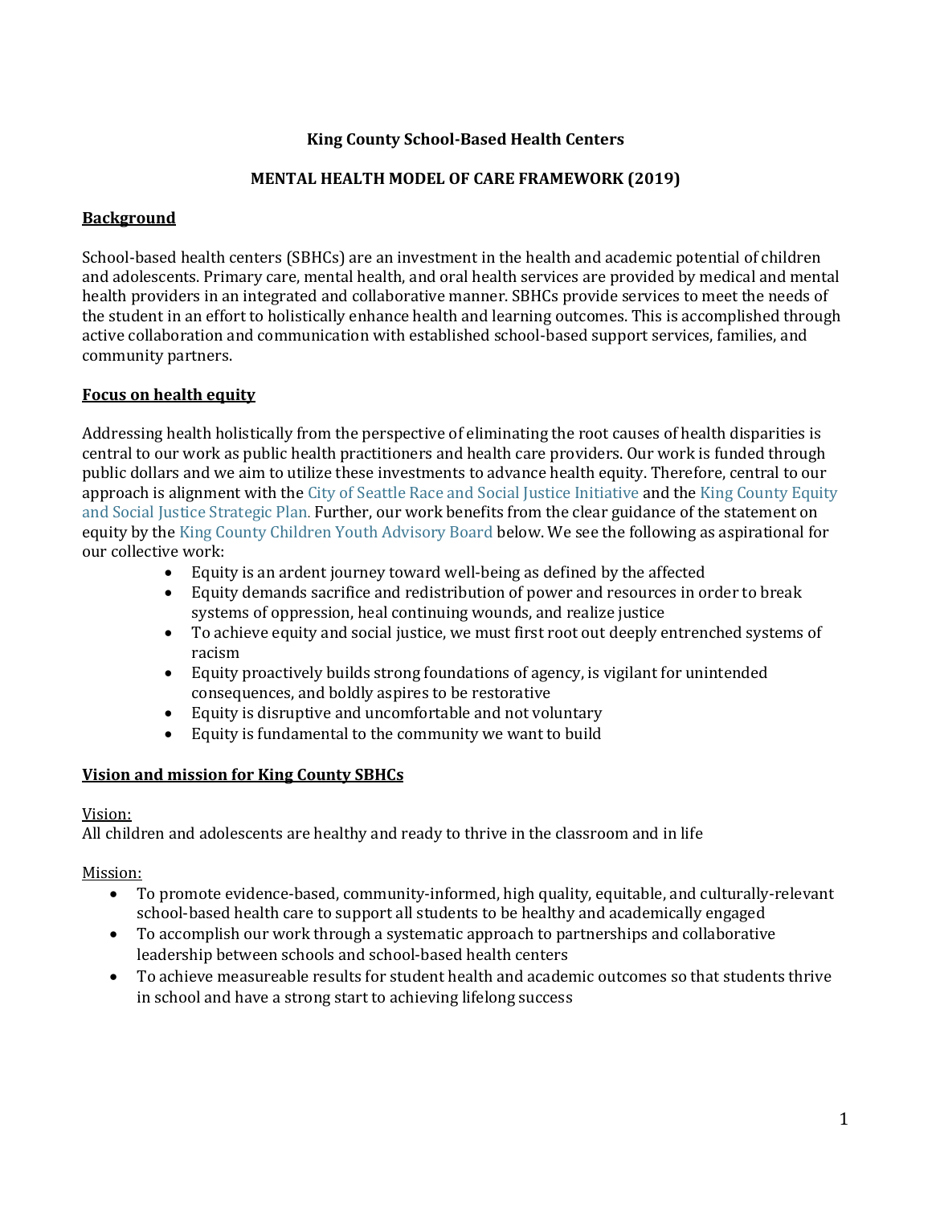# King County School-Based Health Centers

## MENTAL HEALTH MODEL OF CARE FRAMEWORK (2019)

### Background

School-based health centers (SBHCs) are an investment in the health and academic potential of children and adolescents. Primary care, mental health, and oral health services are provided by medical and mental health providers in an integrated and collaborative manner. SBHCs provide services to meet the needs of the student in an effort to holistically enhance health and learning outcomes. This is accomplished through active collaboration and communication with established school-based support services, families, and community partners.

### Focus on health equity

Addressing health holistically from the perspective of eliminating the root causes of health disparities is central to our work as public health practitioners and health care providers. Our work is funded through public dollars and we aim to utilize these investments to advance health equity. Therefore, central to our approach is alignment with the City of Seattle Race and Social Justice Initiative and the King County Equity and Social Justice Strategic Plan. Further, our work benefits from the clear guidance of the statement on equity by the King County Children Youth Advisory Board below. We see the following as aspirational for our collective work:

- Equity is an ardent journey toward well-being as defined by the affected
- Equity demands sacrifice and redistribution of power and resources in order to break systems of oppression, heal continuing wounds, and realize justice
- To achieve equity and social justice, we must first root out deeply entrenched systems of racism
- Equity proactively builds strong foundations of agency, is vigilant for unintended consequences, and boldly aspires to be restorative
- Equity is disruptive and uncomfortable and not voluntary
- Equity is fundamental to the community we want to build

### Vision and mission for King County SBHCs

Vision:
All children and adolescents are healthy and ready to thrive in the classroom and in life

Mission:

- To promote evidence-based, community-informed, high quality, equitable, and culturally-relevant school-based health care to support all students to be healthy and academically engaged
- To accomplish our work through a systematic approach to partnerships and collaborative leadership between schools and school-based health centers
- To achieve measureable results for student health and academic outcomes so that students thrive in school and have a strong start to achieving lifelong success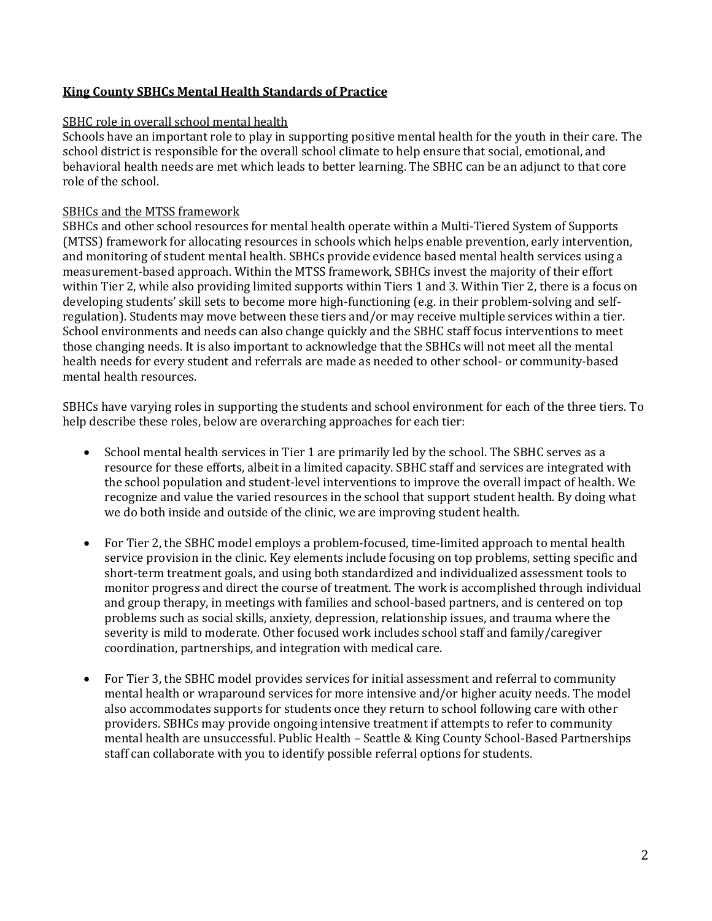## King County SBHCs Mental Health Standards of Practice

### SBHC role in overall school mental health

Schools have an important role to play in supporting positive mental health for the youth in their care. The school district is responsible for the overall school climate to help ensure that social, emotional, and behavioral health needs are met which leads to better learning. The SBHC can be an adjunct to that core role of the school.

### SBHCs and the MTSS framework

SBHCs and other school resources for mental health operate within a Multi-Tiered System of Supports (MTSS) framework for allocating resources in schools which helps enable prevention, early intervention, and monitoring of student mental health. SBHCs provide evidence based mental health services using a measurement-based approach. Within the MTSS framework, SBHCs invest the majority of their effort within Tier 2, while also providing limited supports within Tiers 1 and 3. Within Tier 2, there is a focus on developing students' skill sets to become more high-functioning (e.g. in their problem-solving and self-regulation). Students may move between these tiers and/or may receive multiple services within a tier. School environments and needs can also change quickly and the SBHC staff focus interventions to meet those changing needs. It is also important to acknowledge that the SBHCs will not meet all the mental health needs for every student and referrals are made as needed to other school- or community-based mental health resources.

SBHCs have varying roles in supporting the students and school environment for each of the three tiers. To help describe these roles, below are overarching approaches for each tier:

- School mental health services in Tier 1 are primarily led by the school. The SBHC serves as a resource for these efforts, albeit in a limited capacity. SBHC staff and services are integrated with the school population and student-level interventions to improve the overall impact of health. We recognize and value the varied resources in the school that support student health. By doing what we do both inside and outside of the clinic, we are improving student health.

- For Tier 2, the SBHC model employs a problem-focused, time-limited approach to mental health service provision in the clinic. Key elements include focusing on top problems, setting specific and short-term treatment goals, and using both standardized and individualized assessment tools to monitor progress and direct the course of treatment. The work is accomplished through individual and group therapy, in meetings with families and school-based partners, and is centered on top problems such as social skills, anxiety, depression, relationship issues, and trauma where the severity is mild to moderate. Other focused work includes school staff and family/caregiver coordination, partnerships, and integration with medical care.

- For Tier 3, the SBHC model provides services for initial assessment and referral to community mental health or wraparound services for more intensive and/or higher acuity needs. The model also accommodates supports for students once they return to school following care with other providers. SBHCs may provide ongoing intensive treatment if attempts to refer to community mental health are unsuccessful. Public Health – Seattle & King County School-Based Partnerships staff can collaborate with you to identify possible referral options for students.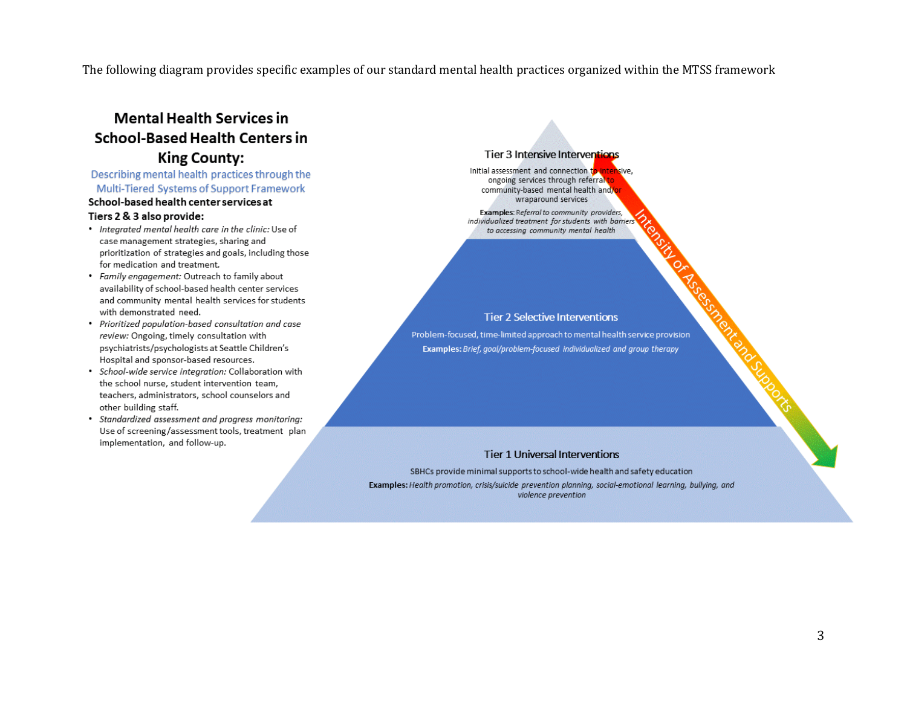The following diagram provides specific examples of our standard mental health practices organized within the MTSS framework

## Mental Health Services in School-Based Health Centers in King County:

Describing mental health practices through the Multi-Tiered Systems of Support Framework

**School-based health center services at Tiers 2 & 3 also provide:**

- *Integrated mental health care in the clinic:* Use of case management strategies, sharing and prioritization of strategies and goals, including those for medication and treatment.
- *Family engagement:* Outreach to family about availability of school-based health center services and community mental health services for students with demonstrated need.
- *Prioritized population-based consultation and case review:* Ongoing, timely consultation with psychiatrists/psychologists at Seattle Children's Hospital and sponsor-based resources.
- *School-wide service integration:* Collaboration with the school nurse, student intervention team, teachers, administrators, school counselors and other building staff.
- *Standardized assessment and progress monitoring:* Use of screening/assessment tools, treatment plan implementation, and follow-up.

Tier 3 Intensive Interventions

Initial assessment and connection to intensive, ongoing services through referral to community-based mental health and/or wraparound services

**Examples:** *Referral to community providers, individualized treatment for students with barriers to accessing community mental health*

Tier 2 Selective Interventions

Problem-focused, time-limited approach to mental health service provision

**Examples:** *Brief, goal/problem-focused individualized and group therapy*

Tier 1 Universal Interventions

SBHCs provide minimal supports to school-wide health and safety education

**Examples:** *Health promotion, crisis/suicide prevention planning, social-emotional learning, bullying, and violence prevention*

Intensity of Assessment and Supports